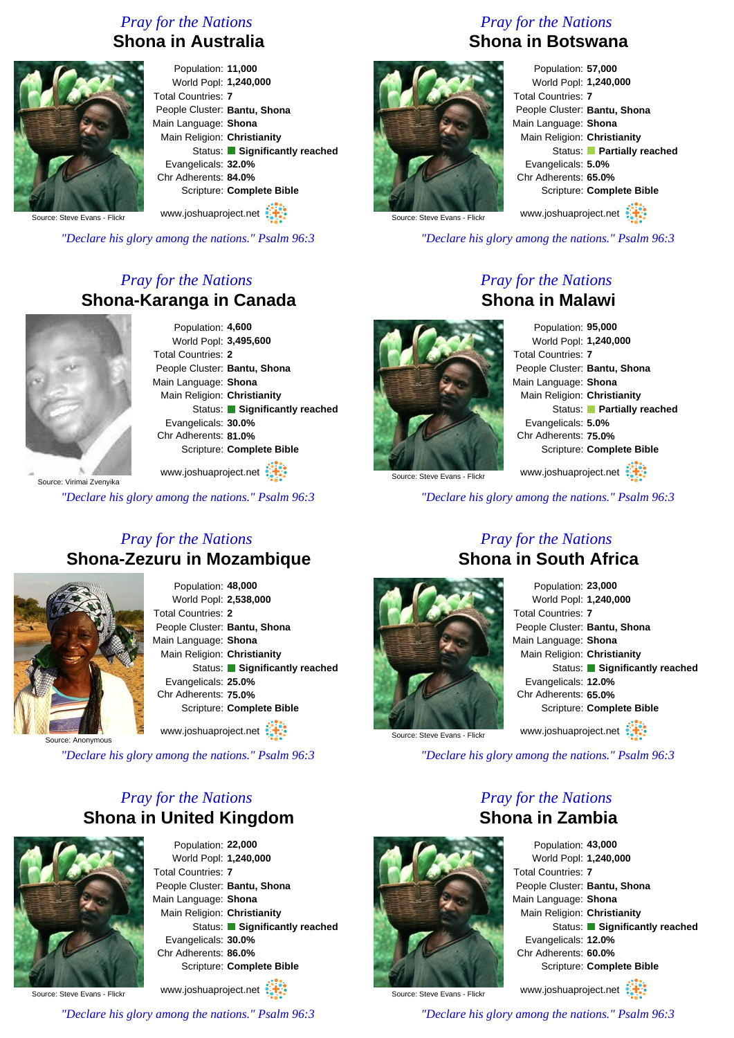## Pray for the Nations

### Shona in Australia

Source: Steve Evans - Flickr

Population: **11,000**
World Popl: **1,240,000**
Total Countries: **7**
People Cluster: **Bantu, Shona**
Main Language: **Shona**
Main Religion: **Christianity**
Status: **Significantly reached**
Evangelicals: **32.0%**
Chr Adherents: **84.0%**
Scripture: **Complete Bible**

www.joshuaproject.net

*"Declare his glory among the nations." Psalm 96:3*

## Pray for the Nations

### Shona in Botswana

Source: Steve Evans - Flickr

Population: **57,000**
World Popl: **1,240,000**
Total Countries: **7**
People Cluster: **Bantu, Shona**
Main Language: **Shona**
Main Religion: **Christianity**
Status: **Partially reached**
Evangelicals: **5.0%**
Chr Adherents: **65.0%**
Scripture: **Complete Bible**

www.joshuaproject.net

*"Declare his glory among the nations." Psalm 96:3*

## Pray for the Nations

### Shona-Karanga in Canada

Source: Virimai Zvenyika

Population: **4,600**
World Popl: **3,495,600**
Total Countries: **2**
People Cluster: **Bantu, Shona**
Main Language: **Shona**
Main Religion: **Christianity**
Status: **Significantly reached**
Evangelicals: **30.0%**
Chr Adherents: **81.0%**
Scripture: **Complete Bible**

www.joshuaproject.net

*"Declare his glory among the nations." Psalm 96:3*

## Pray for the Nations

### Shona in Malawi

Source: Steve Evans - Flickr

Population: **95,000**
World Popl: **1,240,000**
Total Countries: **7**
People Cluster: **Bantu, Shona**
Main Language: **Shona**
Main Religion: **Christianity**
Status: **Partially reached**
Evangelicals: **5.0%**
Chr Adherents: **75.0%**
Scripture: **Complete Bible**

www.joshuaproject.net

*"Declare his glory among the nations." Psalm 96:3*

## Pray for the Nations

### Shona-Zezuru in Mozambique

Source: Anonymous

Population: **48,000**
World Popl: **2,538,000**
Total Countries: **2**
People Cluster: **Bantu, Shona**
Main Language: **Shona**
Main Religion: **Christianity**
Status: **Significantly reached**
Evangelicals: **25.0%**
Chr Adherents: **75.0%**
Scripture: **Complete Bible**

www.joshuaproject.net

*"Declare his glory among the nations." Psalm 96:3*

## Pray for the Nations

### Shona in South Africa

Source: Steve Evans - Flickr

Population: **23,000**
World Popl: **1,240,000**
Total Countries: **7**
People Cluster: **Bantu, Shona**
Main Language: **Shona**
Main Religion: **Christianity**
Status: **Significantly reached**
Evangelicals: **12.0%**
Chr Adherents: **65.0%**
Scripture: **Complete Bible**

www.joshuaproject.net

*"Declare his glory among the nations." Psalm 96:3*

## Pray for the Nations

### Shona in United Kingdom

Source: Steve Evans - Flickr

Population: **22,000**
World Popl: **1,240,000**
Total Countries: **7**
People Cluster: **Bantu, Shona**
Main Language: **Shona**
Main Religion: **Christianity**
Status: **Significantly reached**
Evangelicals: **30.0%**
Chr Adherents: **86.0%**
Scripture: **Complete Bible**

www.joshuaproject.net

*"Declare his glory among the nations." Psalm 96:3*

## Pray for the Nations

### Shona in Zambia

Source: Steve Evans - Flickr

Population: **43,000**
World Popl: **1,240,000**
Total Countries: **7**
People Cluster: **Bantu, Shona**
Main Language: **Shona**
Main Religion: **Christianity**
Status: **Significantly reached**
Evangelicals: **12.0%**
Chr Adherents: **60.0%**
Scripture: **Complete Bible**

www.joshuaproject.net

*"Declare his glory among the nations." Psalm 96:3*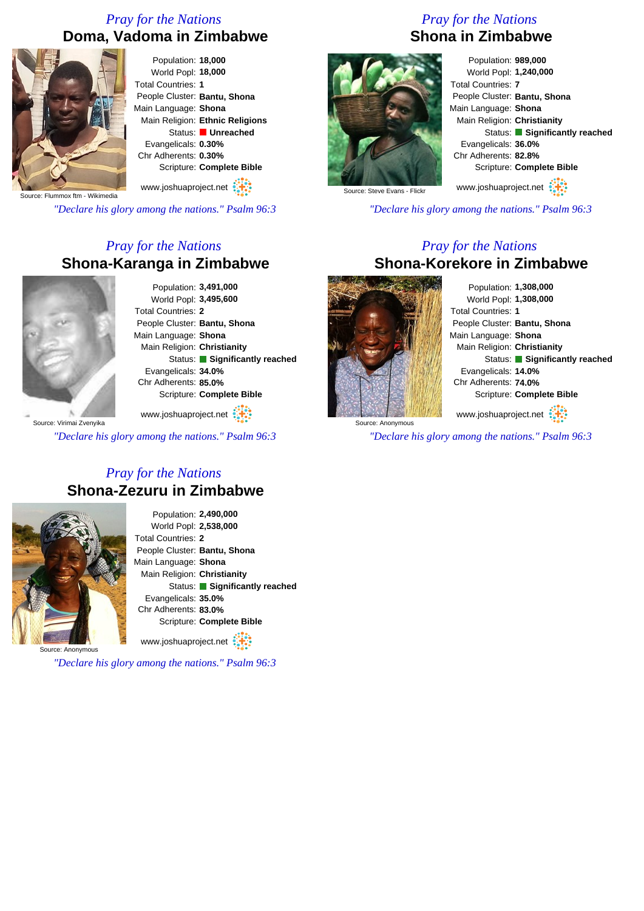*Pray for the Nations*

## Doma, Vadoma in Zimbabwe

Source: Flummox ftm - Wikimedia

Population: **18,000**
World Popl: **18,000**
Total Countries: **1**
People Cluster: **Bantu, Shona**
Main Language: **Shona**
Main Religion: **Ethnic Religions**
Status: **Unreached**
Evangelicals: **0.30%**
Chr Adherents: **0.30%**
Scripture: **Complete Bible**

www.joshuaproject.net

*"Declare his glory among the nations." Psalm 96:3*

*Pray for the Nations*

## Shona in Zimbabwe

Source: Steve Evans - Flickr

Population: **989,000**
World Popl: **1,240,000**
Total Countries: **7**
People Cluster: **Bantu, Shona**
Main Language: **Shona**
Main Religion: **Christianity**
Status: **Significantly reached**
Evangelicals: **36.0%**
Chr Adherents: **82.8%**
Scripture: **Complete Bible**

www.joshuaproject.net

*"Declare his glory among the nations." Psalm 96:3*

*Pray for the Nations*

## Shona-Karanga in Zimbabwe

Source: Virimai Zvenyika

Population: **3,491,000**
World Popl: **3,495,600**
Total Countries: **2**
People Cluster: **Bantu, Shona**
Main Language: **Shona**
Main Religion: **Christianity**
Status: **Significantly reached**
Evangelicals: **34.0%**
Chr Adherents: **85.0%**
Scripture: **Complete Bible**

www.joshuaproject.net

*"Declare his glory among the nations." Psalm 96:3*

*Pray for the Nations*

## Shona-Korekore in Zimbabwe

Source: Anonymous

Population: **1,308,000**
World Popl: **1,308,000**
Total Countries: **1**
People Cluster: **Bantu, Shona**
Main Language: **Shona**
Main Religion: **Christianity**
Status: **Significantly reached**
Evangelicals: **14.0%**
Chr Adherents: **74.0%**
Scripture: **Complete Bible**

www.joshuaproject.net

*"Declare his glory among the nations." Psalm 96:3*

*Pray for the Nations*

## Shona-Zezuru in Zimbabwe

Source: Anonymous

Population: **2,490,000**
World Popl: **2,538,000**
Total Countries: **2**
People Cluster: **Bantu, Shona**
Main Language: **Shona**
Main Religion: **Christianity**
Status: **Significantly reached**
Evangelicals: **35.0%**
Chr Adherents: **83.0%**
Scripture: **Complete Bible**

www.joshuaproject.net

*"Declare his glory among the nations." Psalm 96:3*